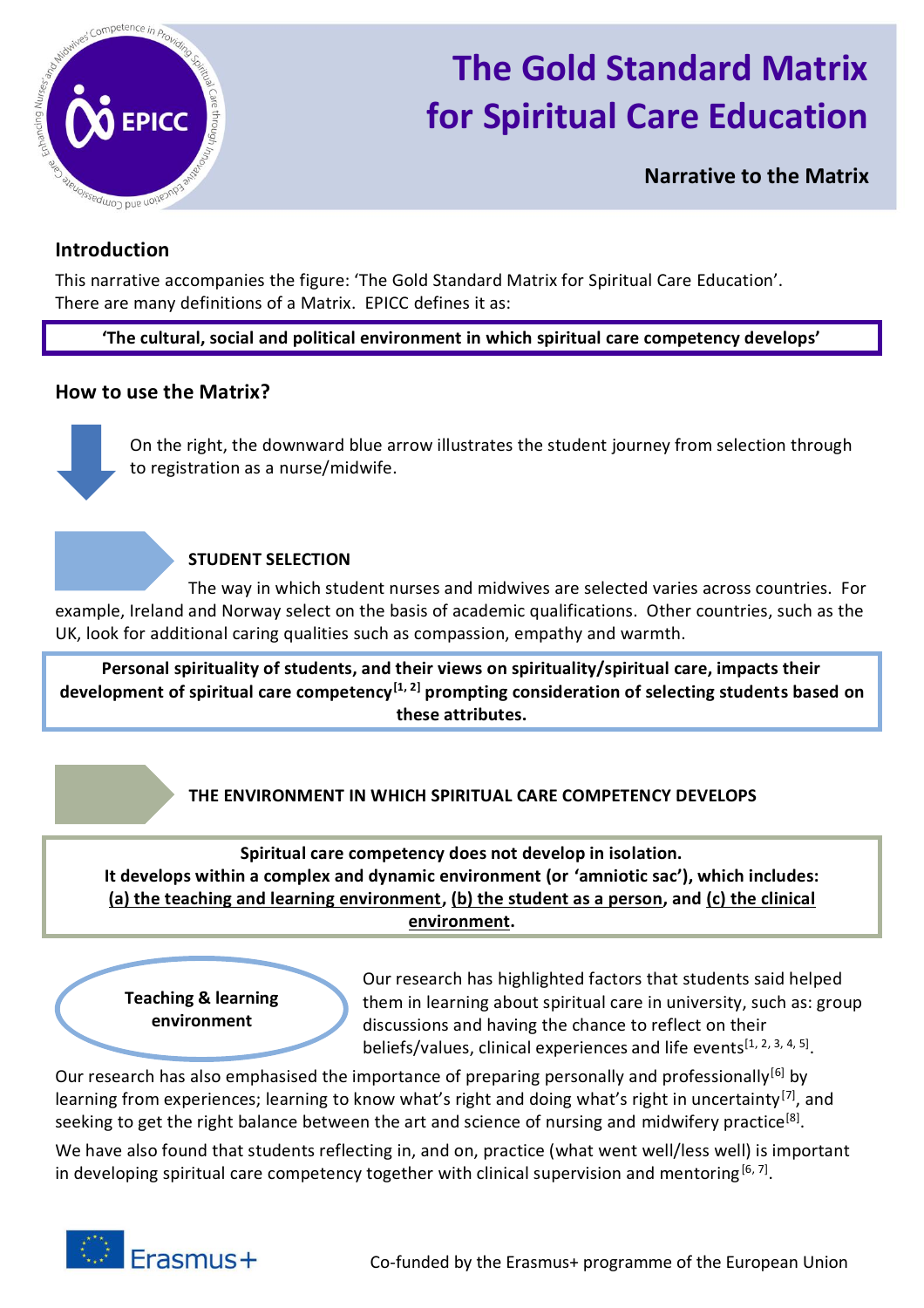# The Gold Standard Matrix for Spiritual Care Education

**Narrative to the Matrix**

## Introduction

This narrative accompanies the figure: 'The Gold Standard Matrix for Spiritual Care Education'. There are many definitions of a Matrix. EPICC defines it as:

**'The cultural, social and political environment in which spiritual care competency develops'**

## How to use the Matrix?

On the right, the downward blue arrow illustrates the student journey from selection through to registration as a nurse/midwife.

### STUDENT SELECTION

The way in which student nurses and midwives are selected varies across countries. For example, Ireland and Norway select on the basis of academic qualifications. Other countries, such as the UK, look for additional caring qualities such as compassion, empathy and warmth.

**Personal spirituality of students, and their views on spirituality/spiritual care, impacts their development of spiritual care competency[1, 2] prompting consideration of selecting students based on these attributes.**

### THE ENVIRONMENT IN WHICH SPIRITUAL CARE COMPETENCY DEVELOPS

**Spiritual care competency does not develop in isolation.**
**It develops within a complex and dynamic environment (or 'amniotic sac'), which includes: (a) the teaching and learning environment, (b) the student as a person, and (c) the clinical environment.**

**Teaching & learning environment**

Our research has highlighted factors that students said helped them in learning about spiritual care in university, such as: group discussions and having the chance to reflect on their beliefs/values, clinical experiences and life events[1, 2, 3, 4, 5].

Our research has also emphasised the importance of preparing personally and professionally[6] by learning from experiences; learning to know what's right and doing what's right in uncertainty[7], and seeking to get the right balance between the art and science of nursing and midwifery practice[8].

We have also found that students reflecting in, and on, practice (what went well/less well) is important in developing spiritual care competency together with clinical supervision and mentoring[6, 7].

Co-funded by the Erasmus+ programme of the European Union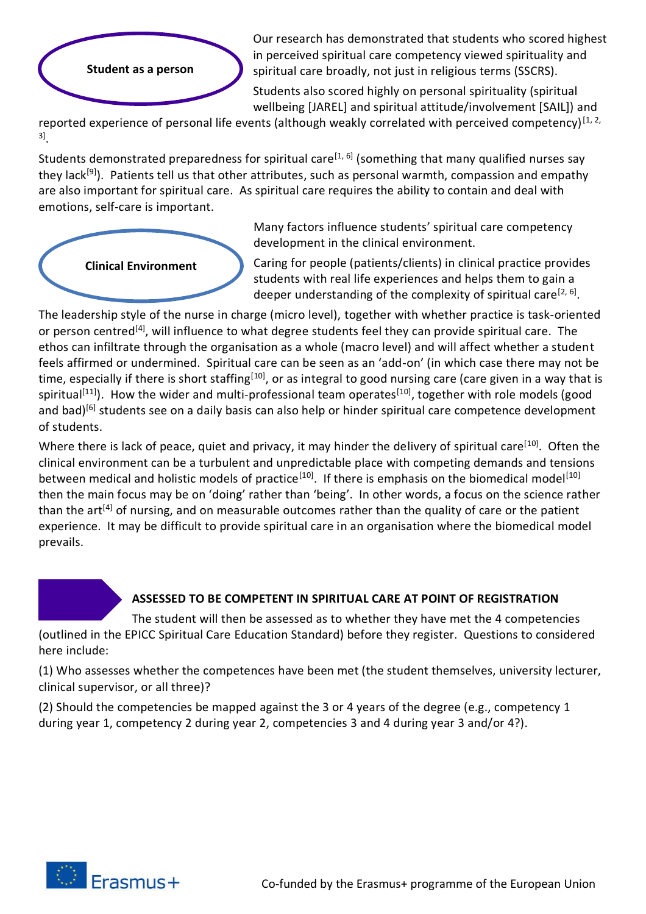## Student as a person

Our research has demonstrated that students who scored highest in perceived spiritual care competency viewed spirituality and spiritual care broadly, not just in religious terms (SSCRS).

Students also scored highly on personal spirituality (spiritual wellbeing [JAREL] and spiritual attitude/involvement [SAIL]) and reported experience of personal life events (although weakly correlated with perceived competency)[1, 2, 3].

Students demonstrated preparedness for spiritual care[1, 6] (something that many qualified nurses say they lack[9]). Patients tell us that other attributes, such as personal warmth, compassion and empathy are also important for spiritual care. As spiritual care requires the ability to contain and deal with emotions, self-care is important.

## Clinical Environment

Many factors influence students' spiritual care competency development in the clinical environment.

Caring for people (patients/clients) in clinical practice provides students with real life experiences and helps them to gain a deeper understanding of the complexity of spiritual care[2, 6].

The leadership style of the nurse in charge (micro level), together with whether practice is task-oriented or person centred[4], will influence to what degree students feel they can provide spiritual care. The ethos can infiltrate through the organisation as a whole (macro level) and will affect whether a student feels affirmed or undermined. Spiritual care can be seen as an 'add-on' (in which case there may not be time, especially if there is short staffing[10], or as integral to good nursing care (care given in a way that is spiritual[11]). How the wider and multi-professional team operates[10], together with role models (good and bad)[6] students see on a daily basis can also help or hinder spiritual care competence development of students.

Where there is lack of peace, quiet and privacy, it may hinder the delivery of spiritual care[10]. Often the clinical environment can be a turbulent and unpredictable place with competing demands and tensions between medical and holistic models of practice[10]. If there is emphasis on the biomedical model[10] then the main focus may be on 'doing' rather than 'being'. In other words, a focus on the science rather than the art[4] of nursing, and on measurable outcomes rather than the quality of care or the patient experience. It may be difficult to provide spiritual care in an organisation where the biomedical model prevails.

## ASSESSED TO BE COMPETENT IN SPIRITUAL CARE AT POINT OF REGISTRATION

The student will then be assessed as to whether they have met the 4 competencies (outlined in the EPICC Spiritual Care Education Standard) before they register. Questions to considered here include:

(1) Who assesses whether the competences have been met (the student themselves, university lecturer, clinical supervisor, or all three)?

(2) Should the competencies be mapped against the 3 or 4 years of the degree (e.g., competency 1 during year 1, competency 2 during year 2, competencies 3 and 4 during year 3 and/or 4?).

Co-funded by the Erasmus+ programme of the European Union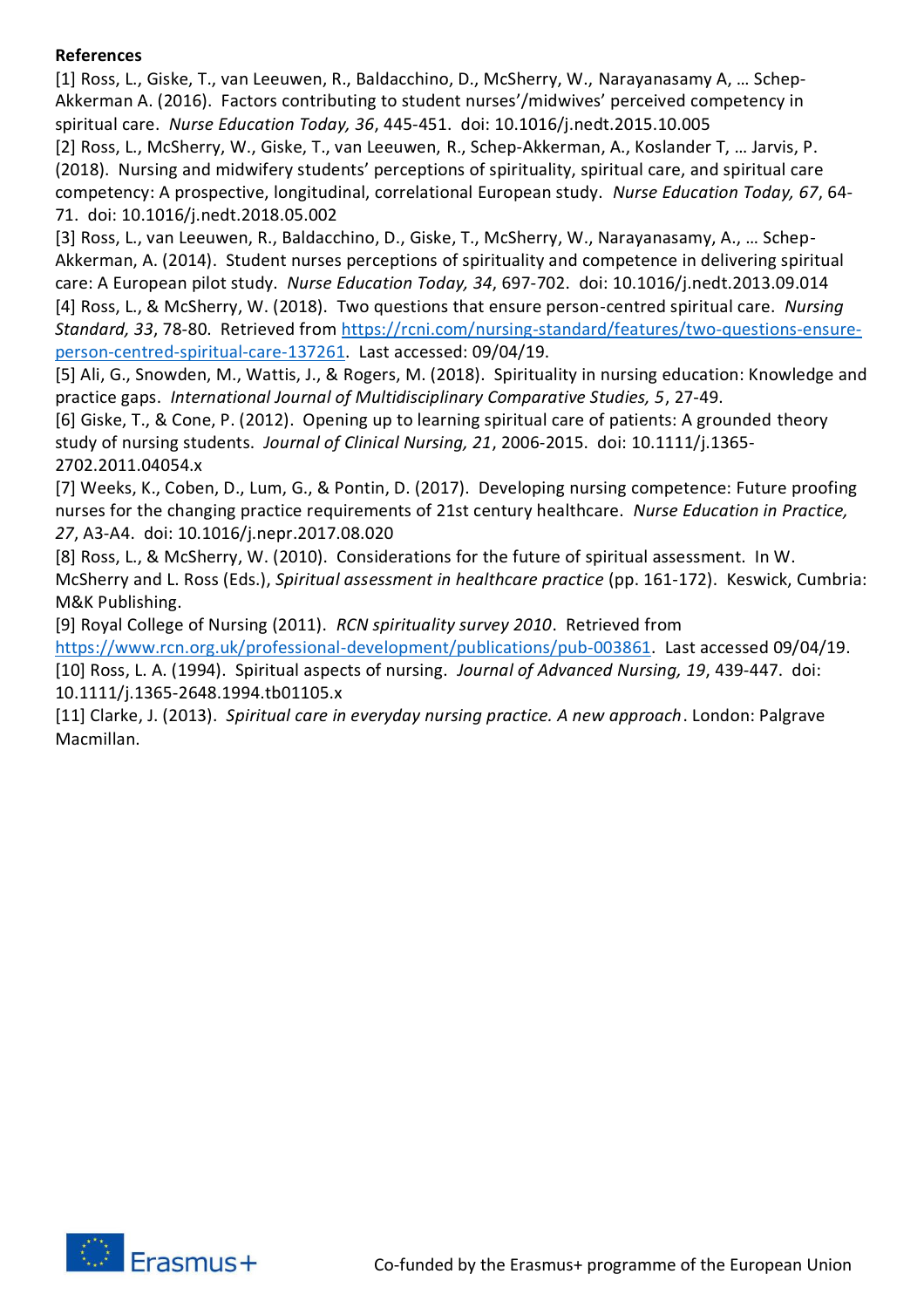**References**

[1] Ross, L., Giske, T., van Leeuwen, R., Baldacchino, D., McSherry, W., Narayanasamy A, … Schep-Akkerman A. (2016). Factors contributing to student nurses'/midwives' perceived competency in spiritual care. *Nurse Education Today, 36*, 445-451. doi: 10.1016/j.nedt.2015.10.005

[2] Ross, L., McSherry, W., Giske, T., van Leeuwen, R., Schep-Akkerman, A., Koslander T, … Jarvis, P. (2018). Nursing and midwifery students' perceptions of spirituality, spiritual care, and spiritual care competency: A prospective, longitudinal, correlational European study. *Nurse Education Today, 67*, 64-71. doi: 10.1016/j.nedt.2018.05.002

[3] Ross, L., van Leeuwen, R., Baldacchino, D., Giske, T., McSherry, W., Narayanasamy, A., … Schep-Akkerman, A. (2014). Student nurses perceptions of spirituality and competence in delivering spiritual care: A European pilot study. *Nurse Education Today, 34*, 697-702. doi: 10.1016/j.nedt.2013.09.014

[4] Ross, L., & McSherry, W. (2018). Two questions that ensure person-centred spiritual care. *Nursing Standard, 33*, 78-80. Retrieved from https://rcni.com/nursing-standard/features/two-questions-ensure-person-centred-spiritual-care-137261. Last accessed: 09/04/19.

[5] Ali, G., Snowden, M., Wattis, J., & Rogers, M. (2018). Spirituality in nursing education: Knowledge and practice gaps. *International Journal of Multidisciplinary Comparative Studies, 5*, 27-49.

[6] Giske, T., & Cone, P. (2012). Opening up to learning spiritual care of patients: A grounded theory study of nursing students. *Journal of Clinical Nursing, 21*, 2006-2015. doi: 10.1111/j.1365-2702.2011.04054.x

[7] Weeks, K., Coben, D., Lum, G., & Pontin, D. (2017). Developing nursing competence: Future proofing nurses for the changing practice requirements of 21st century healthcare. *Nurse Education in Practice, 27*, A3-A4. doi: 10.1016/j.nepr.2017.08.020

[8] Ross, L., & McSherry, W. (2010). Considerations for the future of spiritual assessment. In W. McSherry and L. Ross (Eds.), *Spiritual assessment in healthcare practice* (pp. 161-172). Keswick, Cumbria: M&K Publishing.

[9] Royal College of Nursing (2011). *RCN spirituality survey 2010*. Retrieved from https://www.rcn.org.uk/professional-development/publications/pub-003861. Last accessed 09/04/19.

[10] Ross, L. A. (1994). Spiritual aspects of nursing. *Journal of Advanced Nursing, 19*, 439-447. doi: 10.1111/j.1365-2648.1994.tb01105.x

[11] Clarke, J. (2013). *Spiritual care in everyday nursing practice. A new approach*. London: Palgrave Macmillan.

Erasmus+

Co-funded by the Erasmus+ programme of the European Union